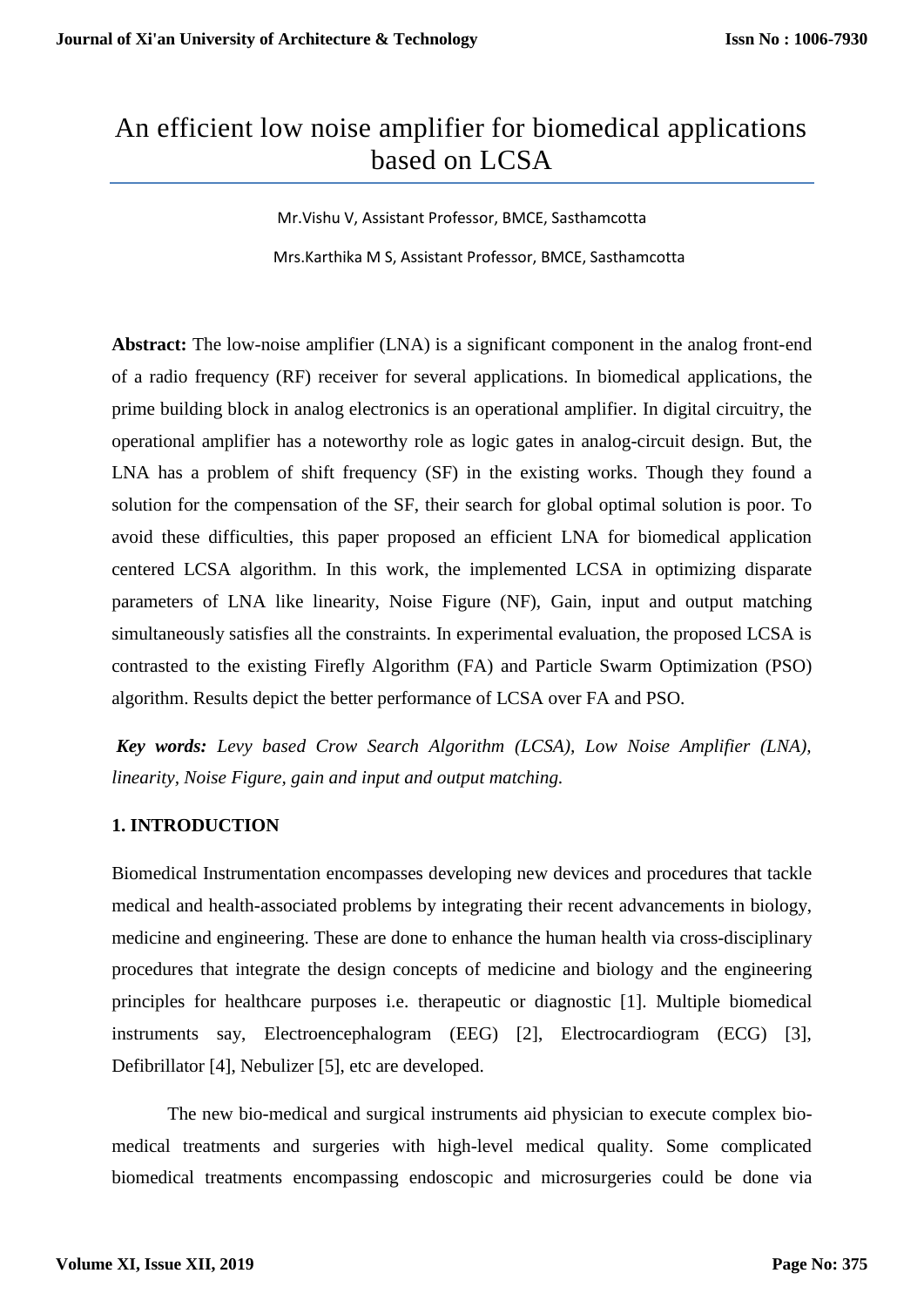# An efficient low noise amplifier for biomedical applications based on LCSA

Mr.Vishu V, Assistant Professor, BMCE, Sasthamcotta

Mrs.Karthika M S, Assistant Professor, BMCE, Sasthamcotta

**Abstract:** The low-noise amplifier (LNA) is a significant component in the analog front-end of a radio frequency (RF) receiver for several applications. In biomedical applications, the prime building block in analog electronics is an operational amplifier. In digital circuitry, the operational amplifier has a noteworthy role as logic gates in analog-circuit design. But, the LNA has a problem of shift frequency (SF) in the existing works. Though they found a solution for the compensation of the SF, their search for global optimal solution is poor. To avoid these difficulties, this paper proposed an efficient LNA for biomedical application centered LCSA algorithm. In this work, the implemented LCSA in optimizing disparate parameters of LNA like linearity, Noise Figure (NF), Gain, input and output matching simultaneously satisfies all the constraints. In experimental evaluation, the proposed LCSA is contrasted to the existing Firefly Algorithm (FA) and Particle Swarm Optimization (PSO) algorithm. Results depict the better performance of LCSA over FA and PSO.

***Key words:*** *Levy based Crow Search Algorithm (LCSA), Low Noise Amplifier (LNA), linearity, Noise Figure, gain and input and output matching.*

## 1. INTRODUCTION

Biomedical Instrumentation encompasses developing new devices and procedures that tackle medical and health-associated problems by integrating their recent advancements in biology, medicine and engineering. These are done to enhance the human health via cross-disciplinary procedures that integrate the design concepts of medicine and biology and the engineering principles for healthcare purposes i.e. therapeutic or diagnostic [1]. Multiple biomedical instruments say, Electroencephalogram (EEG) [2], Electrocardiogram (ECG) [3], Defibrillator [4], Nebulizer [5], etc are developed.

The new bio-medical and surgical instruments aid physician to execute complex bio-medical treatments and surgeries with high-level medical quality. Some complicated biomedical treatments encompassing endoscopic and microsurgeries could be done via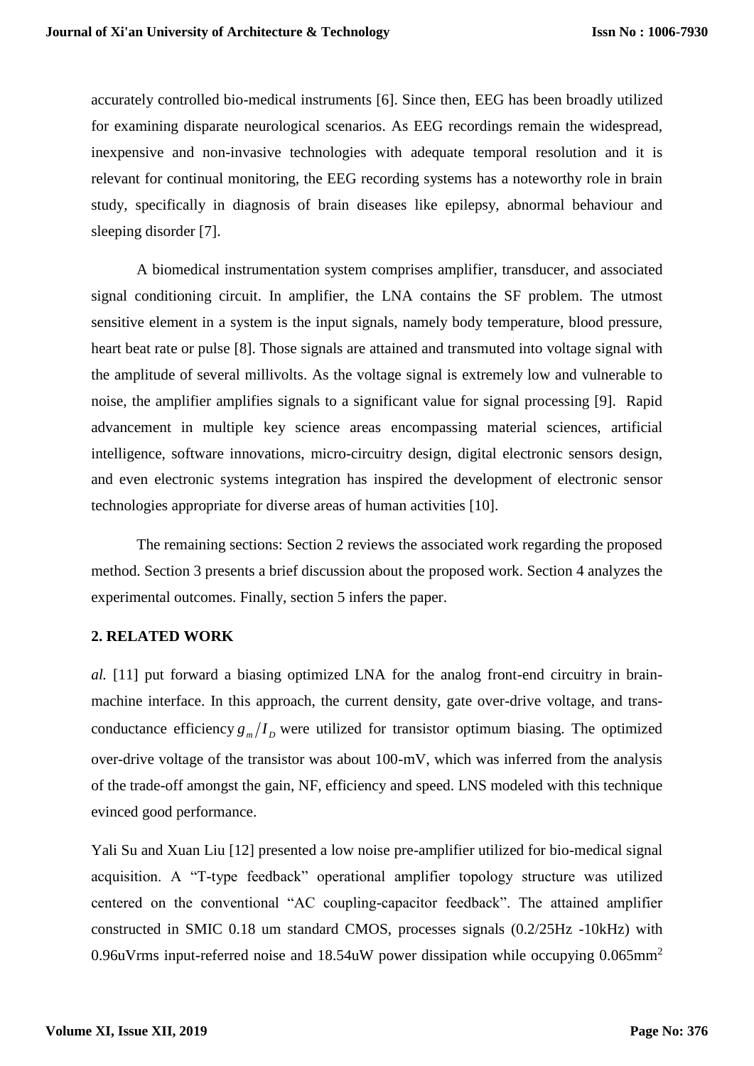accurately controlled bio-medical instruments [6]. Since then, EEG has been broadly utilized for examining disparate neurological scenarios. As EEG recordings remain the widespread, inexpensive and non-invasive technologies with adequate temporal resolution and it is relevant for continual monitoring, the EEG recording systems has a noteworthy role in brain study, specifically in diagnosis of brain diseases like epilepsy, abnormal behaviour and sleeping disorder [7].

A biomedical instrumentation system comprises amplifier, transducer, and associated signal conditioning circuit. In amplifier, the LNA contains the SF problem. The utmost sensitive element in a system is the input signals, namely body temperature, blood pressure, heart beat rate or pulse [8]. Those signals are attained and transmuted into voltage signal with the amplitude of several millivolts. As the voltage signal is extremely low and vulnerable to noise, the amplifier amplifies signals to a significant value for signal processing [9]. Rapid advancement in multiple key science areas encompassing material sciences, artificial intelligence, software innovations, micro-circuitry design, digital electronic sensors design, and even electronic systems integration has inspired the development of electronic sensor technologies appropriate for diverse areas of human activities [10].

The remaining sections: Section 2 reviews the associated work regarding the proposed method. Section 3 presents a brief discussion about the proposed work. Section 4 analyzes the experimental outcomes. Finally, section 5 infers the paper.

## 2. RELATED WORK

*al.* [11] put forward a biasing optimized LNA for the analog front-end circuitry in brain-machine interface. In this approach, the current density, gate over-drive voltage, and trans-conductance efficiency $g_m/I_D$ were utilized for transistor optimum biasing. The optimized over-drive voltage of the transistor was about 100-mV, which was inferred from the analysis of the trade-off amongst the gain, NF, efficiency and speed. LNS modeled with this technique evinced good performance.

Yali Su and Xuan Liu [12] presented a low noise pre-amplifier utilized for bio-medical signal acquisition. A "T-type feedback" operational amplifier topology structure was utilized centered on the conventional "AC coupling-capacitor feedback". The attained amplifier constructed in SMIC 0.18 um standard CMOS, processes signals (0.2/25Hz -10kHz) with 0.96uVrms input-referred noise and 18.54uW power dissipation while occupying 0.065mm$^2$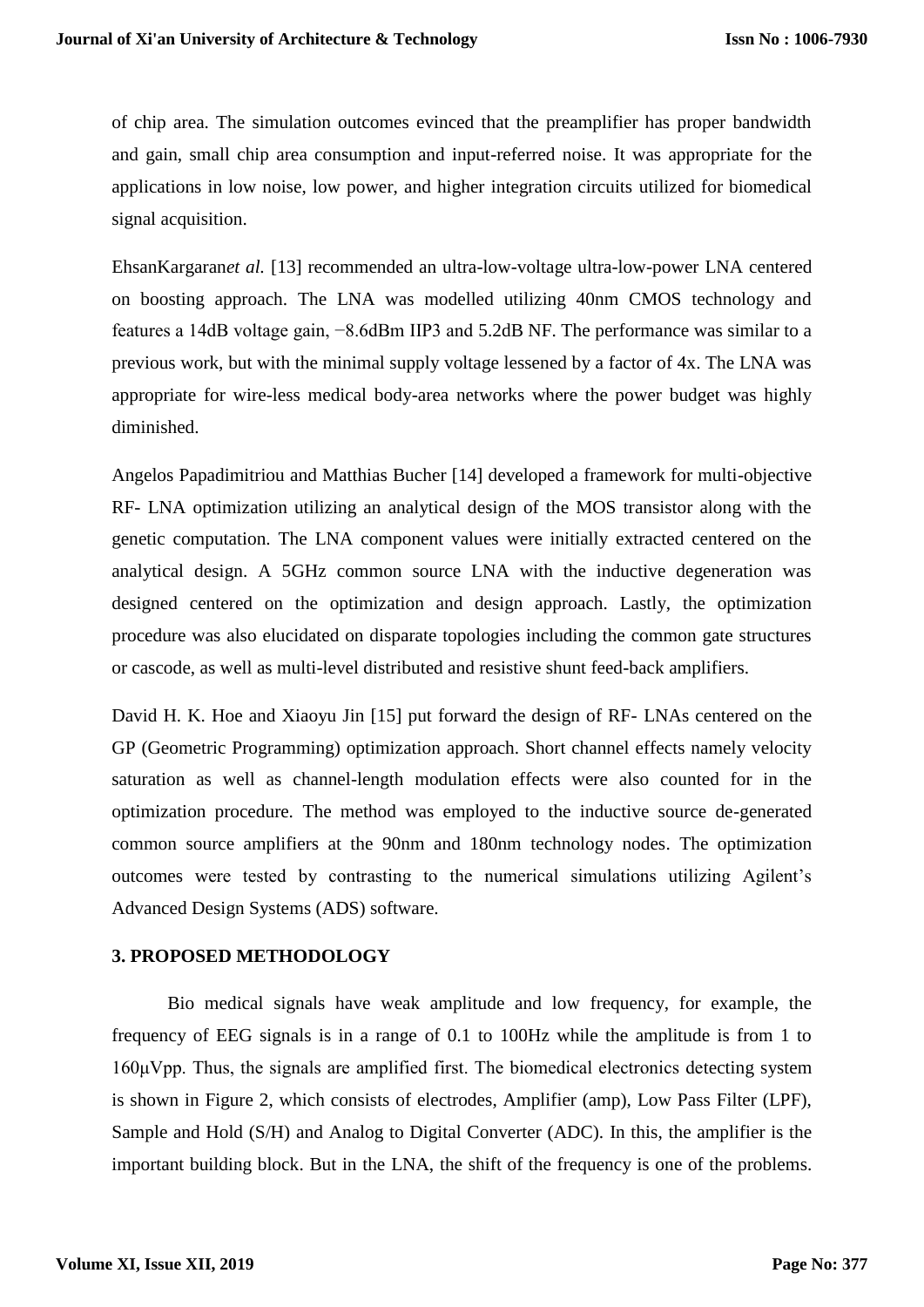of chip area. The simulation outcomes evinced that the preamplifier has proper bandwidth and gain, small chip area consumption and input-referred noise. It was appropriate for the applications in low noise, low power, and higher integration circuits utilized for biomedical signal acquisition.

EhsanKargaran*et al.* [13] recommended an ultra-low-voltage ultra-low-power LNA centered on boosting approach. The LNA was modelled utilizing 40nm CMOS technology and features a 14dB voltage gain, −8.6dBm IIP3 and 5.2dB NF. The performance was similar to a previous work, but with the minimal supply voltage lessened by a factor of 4x. The LNA was appropriate for wire-less medical body-area networks where the power budget was highly diminished.

Angelos Papadimitriou and Matthias Bucher [14] developed a framework for multi-objective RF- LNA optimization utilizing an analytical design of the MOS transistor along with the genetic computation. The LNA component values were initially extracted centered on the analytical design. A 5GHz common source LNA with the inductive degeneration was designed centered on the optimization and design approach. Lastly, the optimization procedure was also elucidated on disparate topologies including the common gate structures or cascode, as well as multi-level distributed and resistive shunt feed-back amplifiers.

David H. K. Hoe and Xiaoyu Jin [15] put forward the design of RF- LNAs centered on the GP (Geometric Programming) optimization approach. Short channel effects namely velocity saturation as well as channel-length modulation effects were also counted for in the optimization procedure. The method was employed to the inductive source de-generated common source amplifiers at the 90nm and 180nm technology nodes. The optimization outcomes were tested by contrasting to the numerical simulations utilizing Agilent's Advanced Design Systems (ADS) software.

## 3. PROPOSED METHODOLOGY

Bio medical signals have weak amplitude and low frequency, for example, the frequency of EEG signals is in a range of 0.1 to 100Hz while the amplitude is from 1 to 160μVpp. Thus, the signals are amplified first. The biomedical electronics detecting system is shown in Figure 2, which consists of electrodes, Amplifier (amp), Low Pass Filter (LPF), Sample and Hold (S/H) and Analog to Digital Converter (ADC). In this, the amplifier is the important building block. But in the LNA, the shift of the frequency is one of the problems.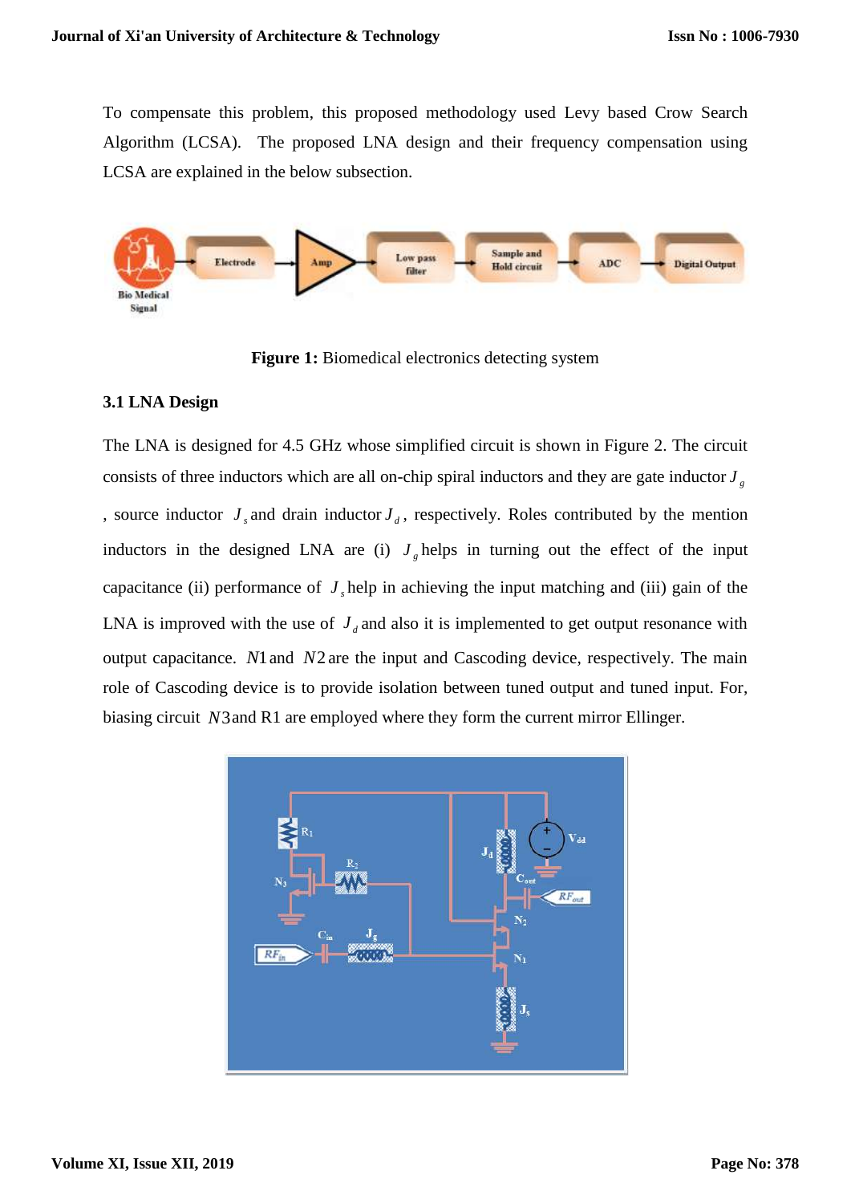To compensate this problem, this proposed methodology used Levy based Crow Search Algorithm (LCSA). The proposed LNA design and their frequency compensation using LCSA are explained in the below subsection.

**Figure 1:** Biomedical electronics detecting system

### 3.1 LNA Design

The LNA is designed for 4.5 GHz whose simplified circuit is shown in Figure 2. The circuit consists of three inductors which are all on-chip spiral inductors and they are gate inductor $J_g$, source inductor $J_s$ and drain inductor $J_d$, respectively. Roles contributed by the mention inductors in the designed LNA are (i) $J_g$ helps in turning out the effect of the input capacitance (ii) performance of $J_s$ help in achieving the input matching and (iii) gain of the LNA is improved with the use of $J_d$ and also it is implemented to get output resonance with output capacitance. $N1$ and $N2$ are the input and Cascoding device, respectively. The main role of Cascoding device is to provide isolation between tuned output and tuned input. For, biasing circuit $N3$ and R1 are employed where they form the current mirror Ellinger.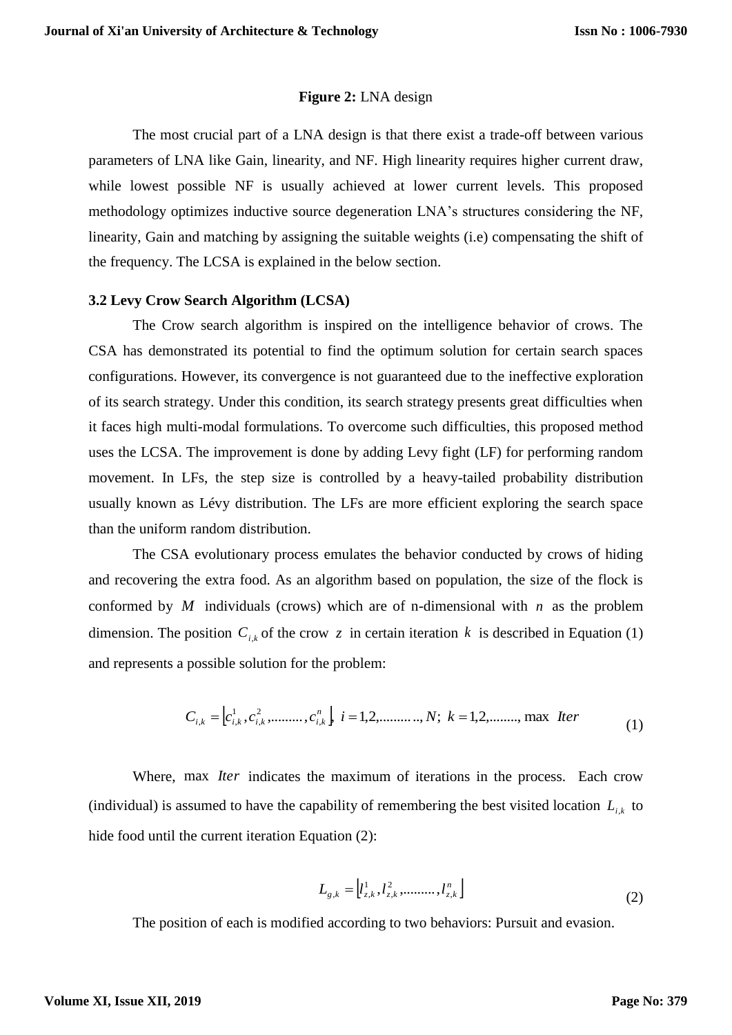**Figure 2:** LNA design

The most crucial part of a LNA design is that there exist a trade-off between various parameters of LNA like Gain, linearity, and NF. High linearity requires higher current draw, while lowest possible NF is usually achieved at lower current levels. This proposed methodology optimizes inductive source degeneration LNA's structures considering the NF, linearity, Gain and matching by assigning the suitable weights (i.e) compensating the shift of the frequency. The LCSA is explained in the below section.

### 3.2 Levy Crow Search Algorithm (LCSA)

The Crow search algorithm is inspired on the intelligence behavior of crows. The CSA has demonstrated its potential to find the optimum solution for certain search spaces configurations. However, its convergence is not guaranteed due to the ineffective exploration of its search strategy. Under this condition, its search strategy presents great difficulties when it faces high multi-modal formulations. To overcome such difficulties, this proposed method uses the LCSA. The improvement is done by adding Levy fight (LF) for performing random movement. In LFs, the step size is controlled by a heavy-tailed probability distribution usually known as Lévy distribution. The LFs are more efficient exploring the search space than the uniform random distribution.

The CSA evolutionary process emulates the behavior conducted by crows of hiding and recovering the extra food. As an algorithm based on population, the size of the flock is conformed by $M$ individuals (crows) which are of n-dimensional with $n$ as the problem dimension. The position $C_{i,k}$ of the crow $z$ in certain iteration $k$ is described in Equation (1) and represents a possible solution for the problem:

$$C_{i,k} = \left[c_{i,k}^{1}, c_{i,k}^{2}, \ldots\ldots\ldots, c_{i,k}^{n}\right],\ i = 1,2,\ldots\ldots\ldots\ldots, N;\ k = 1,2,\ldots\ldots\ldots, \max\ Iter \tag{1}$$

Where, $\max\ Iter$ indicates the maximum of iterations in the process. Each crow (individual) is assumed to have the capability of remembering the best visited location $L_{i,k}$ to hide food until the current iteration Equation (2):

$$L_{g,k} = \left[l_{z,k}^{1}, l_{z,k}^{2}, \ldots\ldots\ldots, l_{z,k}^{n}\right] \tag{2}$$

The position of each is modified according to two behaviors: Pursuit and evasion.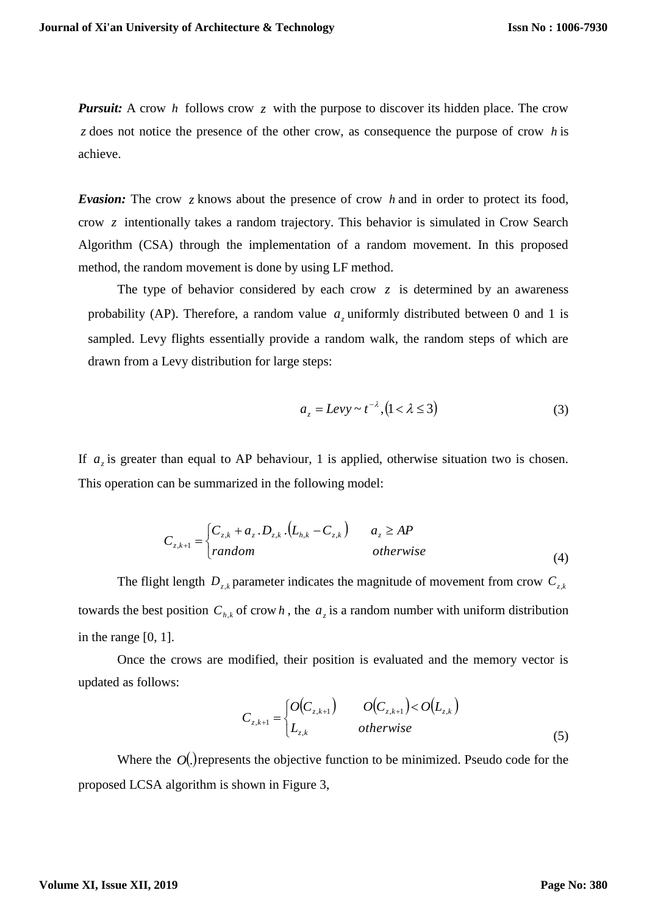***Pursuit:*** A crow $h$ follows crow $z$ with the purpose to discover its hidden place. The crow $z$ does not notice the presence of the other crow, as consequence the purpose of crow $h$ is achieve.

***Evasion:*** The crow $z$ knows about the presence of crow $h$ and in order to protect its food, crow $z$ intentionally takes a random trajectory. This behavior is simulated in Crow Search Algorithm (CSA) through the implementation of a random movement. In this proposed method, the random movement is done by using LF method.

The type of behavior considered by each crow $z$ is determined by an awareness probability (AP). Therefore, a random value $a_z$ uniformly distributed between 0 and 1 is sampled. Levy flights essentially provide a random walk, the random steps of which are drawn from a Levy distribution for large steps:

$$a_z = Levy \sim t^{-\lambda}, (1 < \lambda \leq 3) \tag{3}$$

If $a_z$ is greater than equal to AP behaviour, 1 is applied, otherwise situation two is chosen. This operation can be summarized in the following model:

$$C_{z,k+1} = \begin{cases} C_{z,k} + a_z . D_{z,k} . (L_{h,k} - C_{z,k}) & a_z \geq AP \\ random & otherwise \end{cases} \tag{4}$$

The flight length $D_{z,k}$ parameter indicates the magnitude of movement from crow $C_{z,k}$ towards the best position $C_{h,k}$ of crow $h$, the $a_z$ is a random number with uniform distribution in the range [0, 1].

Once the crows are modified, their position is evaluated and the memory vector is updated as follows:

$$C_{z,k+1} = \begin{cases} O(C_{z,k+1}) & O(C_{z,k+1}) < O(L_{z,k}) \\ L_{z,k} & otherwise \end{cases} \tag{5}$$

Where the $O(.)$ represents the objective function to be minimized. Pseudo code for the proposed LCSA algorithm is shown in Figure 3,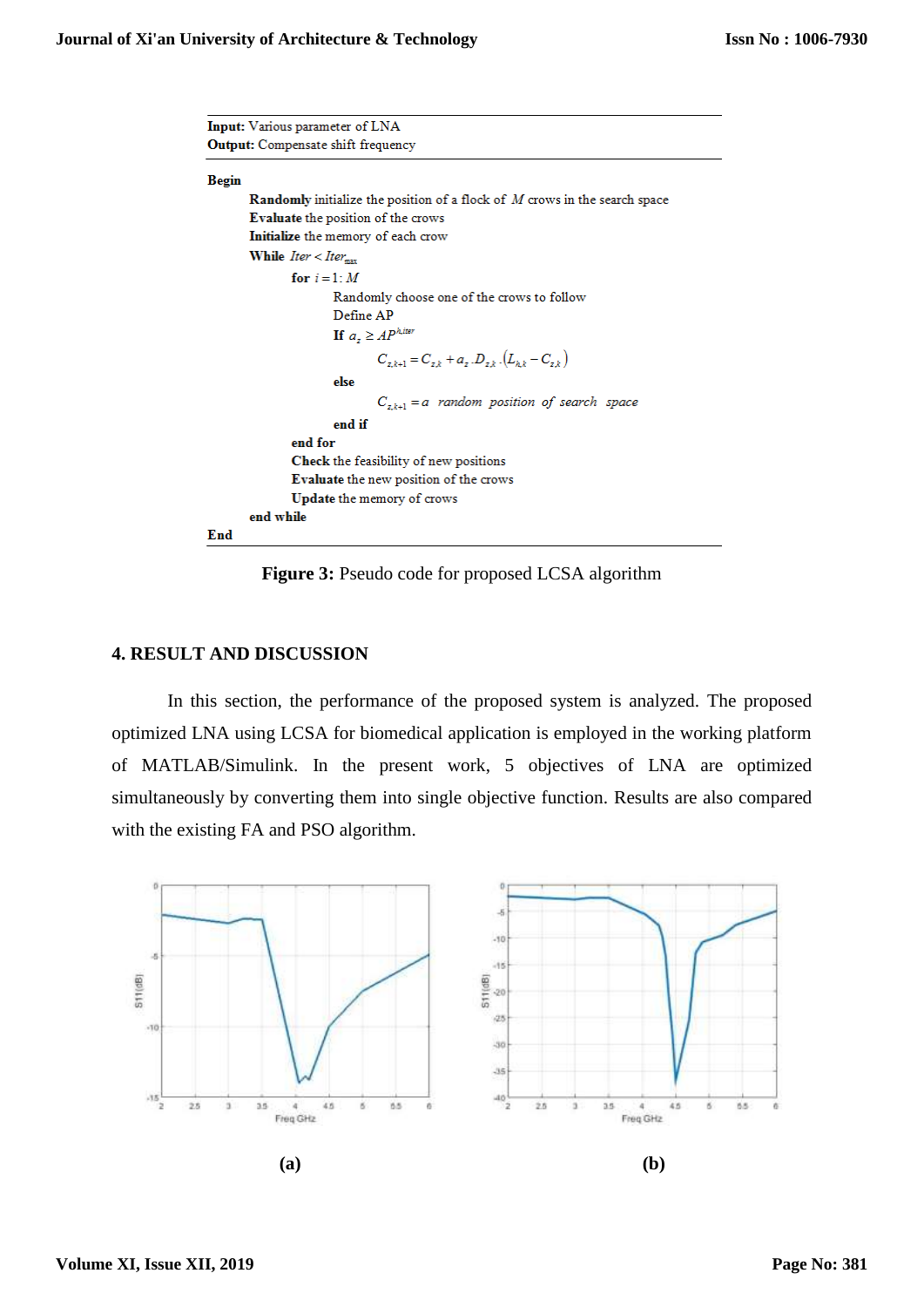**Input:** Various parameter of LNA
**Output:** Compensate shift frequency

**Begin**

**Randomly** initialize the position of a flock of $M$ crows in the search space
**Evaluate** the position of the crows
**Initialize** the memory of each crow
**While** $Iter < Iter_{max}$
 **for** $i = 1 : M$
  Randomly choose one of the crows to follow
  Define AP
  **If** $a_z \geq AP^{h,iter}$
   $$C_{z,k+1} = C_{z,k} + a_z . D_{z,k} . (L_{h,k} - C_{z,k})$$
  **else**
   $$C_{z,k+1} = a \ \ random \ \ position \ \ of \ \ search \ \ space$$
  **end if**
 **end for**
 **Check** the feasibility of new positions
 **Evaluate** the new position of the crows
 **Update** the memory of crows
**end while**
**End**

**Figure 3:** Pseudo code for proposed LCSA algorithm

## 4. RESULT AND DISCUSSION

In this section, the performance of the proposed system is analyzed. The proposed optimized LNA using LCSA for biomedical application is employed in the working platform of MATLAB/Simulink. In the present work, 5 objectives of LNA are optimized simultaneously by converting them into single objective function. Results are also compared with the existing FA and PSO algorithm.

(a)

(b)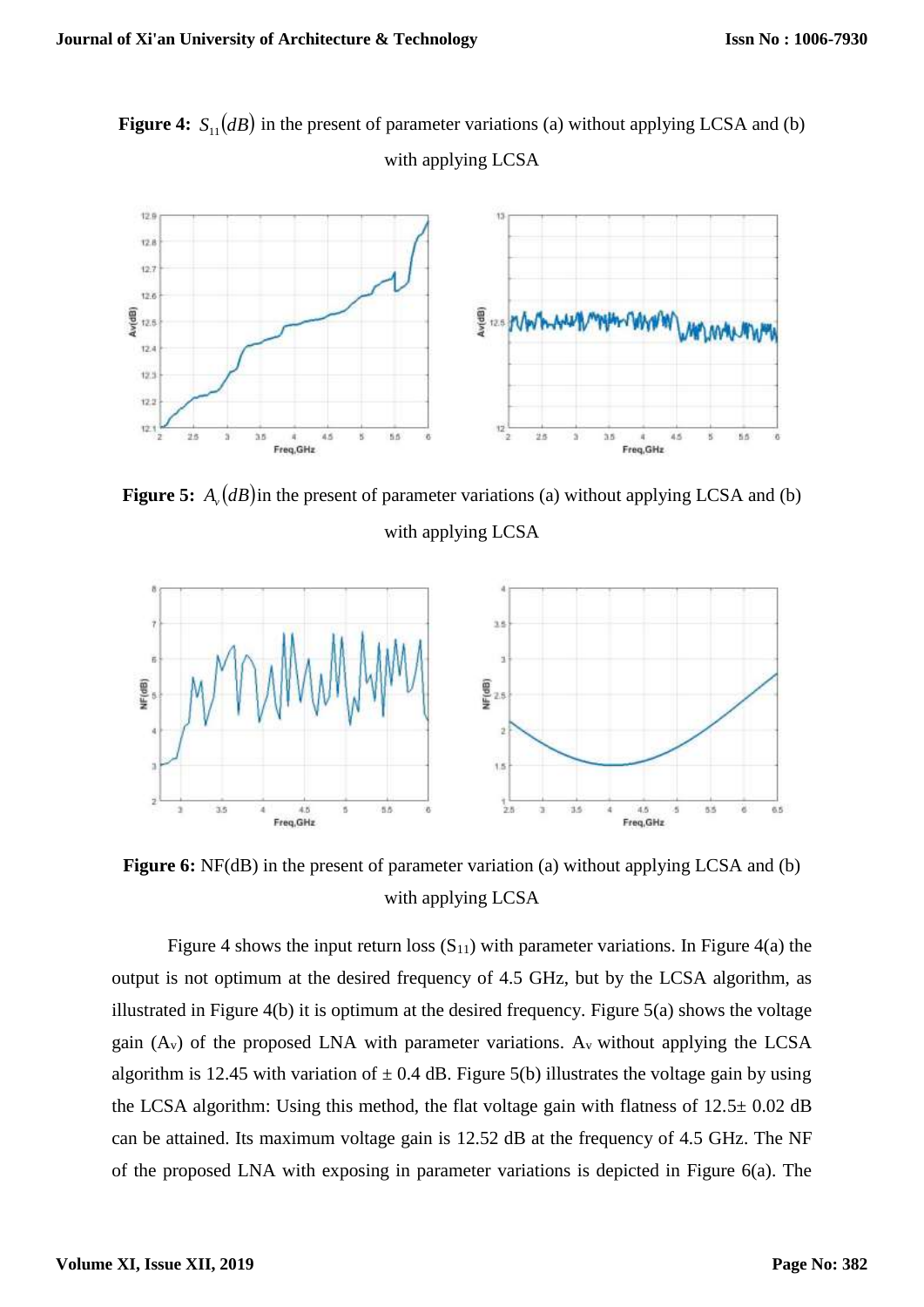**Figure 4:** $S_{11}(dB)$ in the present of parameter variations (a) without applying LCSA and (b) with applying LCSA

**Figure 5:** $A_v(dB)$ in the present of parameter variations (a) without applying LCSA and (b) with applying LCSA

**Figure 6:** NF(dB) in the present of parameter variation (a) without applying LCSA and (b) with applying LCSA

Figure 4 shows the input return loss ($S_{11}$) with parameter variations. In Figure 4(a) the output is not optimum at the desired frequency of 4.5 GHz, but by the LCSA algorithm, as illustrated in Figure 4(b) it is optimum at the desired frequency. Figure 5(a) shows the voltage gain ($A_v$) of the proposed LNA with parameter variations. $A_v$ without applying the LCSA algorithm is 12.45 with variation of ± 0.4 dB. Figure 5(b) illustrates the voltage gain by using the LCSA algorithm: Using this method, the flat voltage gain with flatness of 12.5± 0.02 dB can be attained. Its maximum voltage gain is 12.52 dB at the frequency of 4.5 GHz. The NF of the proposed LNA with exposing in parameter variations is depicted in Figure 6(a). The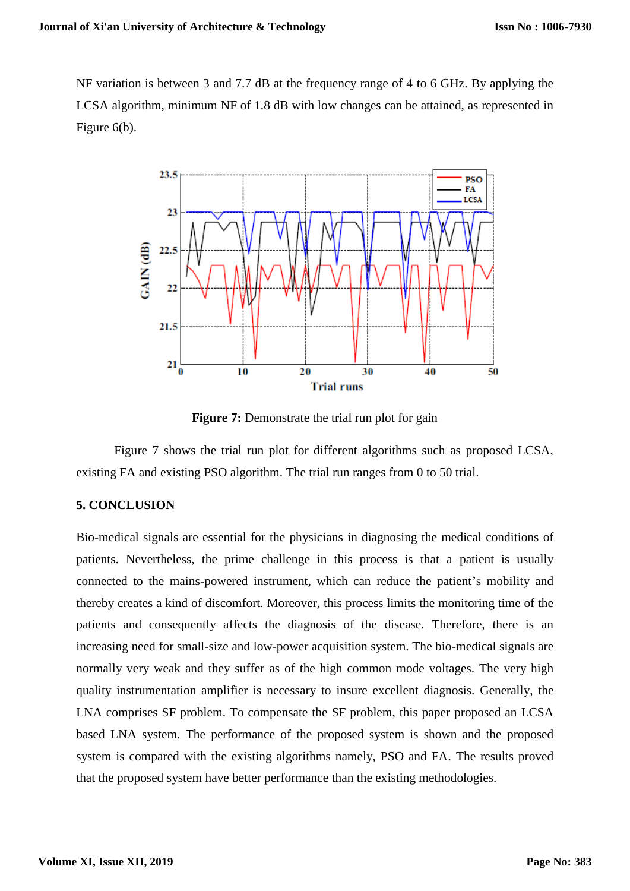NF variation is between 3 and 7.7 dB at the frequency range of 4 to 6 GHz. By applying the LCSA algorithm, minimum NF of 1.8 dB with low changes can be attained, as represented in Figure 6(b).

**Figure 7:** Demonstrate the trial run plot for gain

Figure 7 shows the trial run plot for different algorithms such as proposed LCSA, existing FA and existing PSO algorithm. The trial run ranges from 0 to 50 trial.

## 5. CONCLUSION

Bio-medical signals are essential for the physicians in diagnosing the medical conditions of patients. Nevertheless, the prime challenge in this process is that a patient is usually connected to the mains-powered instrument, which can reduce the patient's mobility and thereby creates a kind of discomfort. Moreover, this process limits the monitoring time of the patients and consequently affects the diagnosis of the disease. Therefore, there is an increasing need for small-size and low-power acquisition system. The bio-medical signals are normally very weak and they suffer as of the high common mode voltages. The very high quality instrumentation amplifier is necessary to insure excellent diagnosis. Generally, the LNA comprises SF problem. To compensate the SF problem, this paper proposed an LCSA based LNA system. The performance of the proposed system is shown and the proposed system is compared with the existing algorithms namely, PSO and FA. The results proved that the proposed system have better performance than the existing methodologies.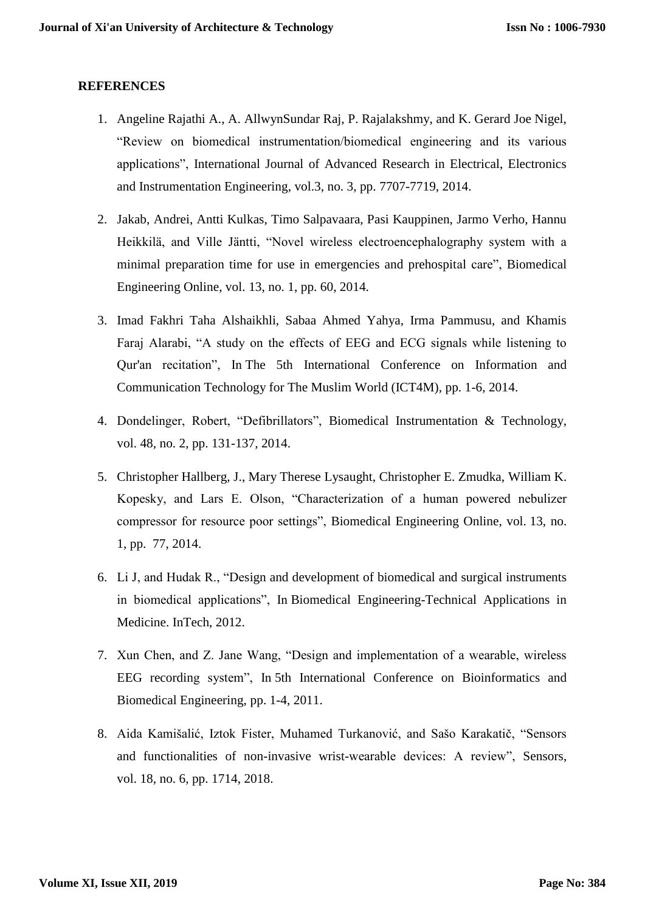## REFERENCES

1. Angeline Rajathi A., A. AllwynSundar Raj, P. Rajalakshmy, and K. Gerard Joe Nigel, “Review on biomedical instrumentation/biomedical engineering and its various applications”, International Journal of Advanced Research in Electrical, Electronics and Instrumentation Engineering, vol.3, no. 3, pp. 7707-7719, 2014.
2. Jakab, Andrei, Antti Kulkas, Timo Salpavaara, Pasi Kauppinen, Jarmo Verho, Hannu Heikkilä, and Ville Jäntti, “Novel wireless electroencephalography system with a minimal preparation time for use in emergencies and prehospital care”, Biomedical Engineering Online, vol. 13, no. 1, pp. 60, 2014.
3. Imad Fakhri Taha Alshaikhli, Sabaa Ahmed Yahya, Irma Pammusu, and Khamis Faraj Alarabi, “A study on the effects of EEG and ECG signals while listening to Qur'an recitation”, In The 5th International Conference on Information and Communication Technology for The Muslim World (ICT4M), pp. 1-6, 2014.
4. Dondelinger, Robert, “Defibrillators”, Biomedical Instrumentation & Technology, vol. 48, no. 2, pp. 131-137, 2014.
5. Christopher Hallberg, J., Mary Therese Lysaught, Christopher E. Zmudka, William K. Kopesky, and Lars E. Olson, “Characterization of a human powered nebulizer compressor for resource poor settings”, Biomedical Engineering Online, vol. 13, no. 1, pp. 77, 2014.
6. Li J, and Hudak R., “Design and development of biomedical and surgical instruments in biomedical applications”, In Biomedical Engineering-Technical Applications in Medicine. InTech, 2012.
7. Xun Chen, and Z. Jane Wang, “Design and implementation of a wearable, wireless EEG recording system”, In 5th International Conference on Bioinformatics and Biomedical Engineering, pp. 1-4, 2011.
8. Aida Kamišalić, Iztok Fister, Muhamed Turkanović, and Sašo Karakatič, “Sensors and functionalities of non-invasive wrist-wearable devices: A review”, Sensors, vol. 18, no. 6, pp. 1714, 2018.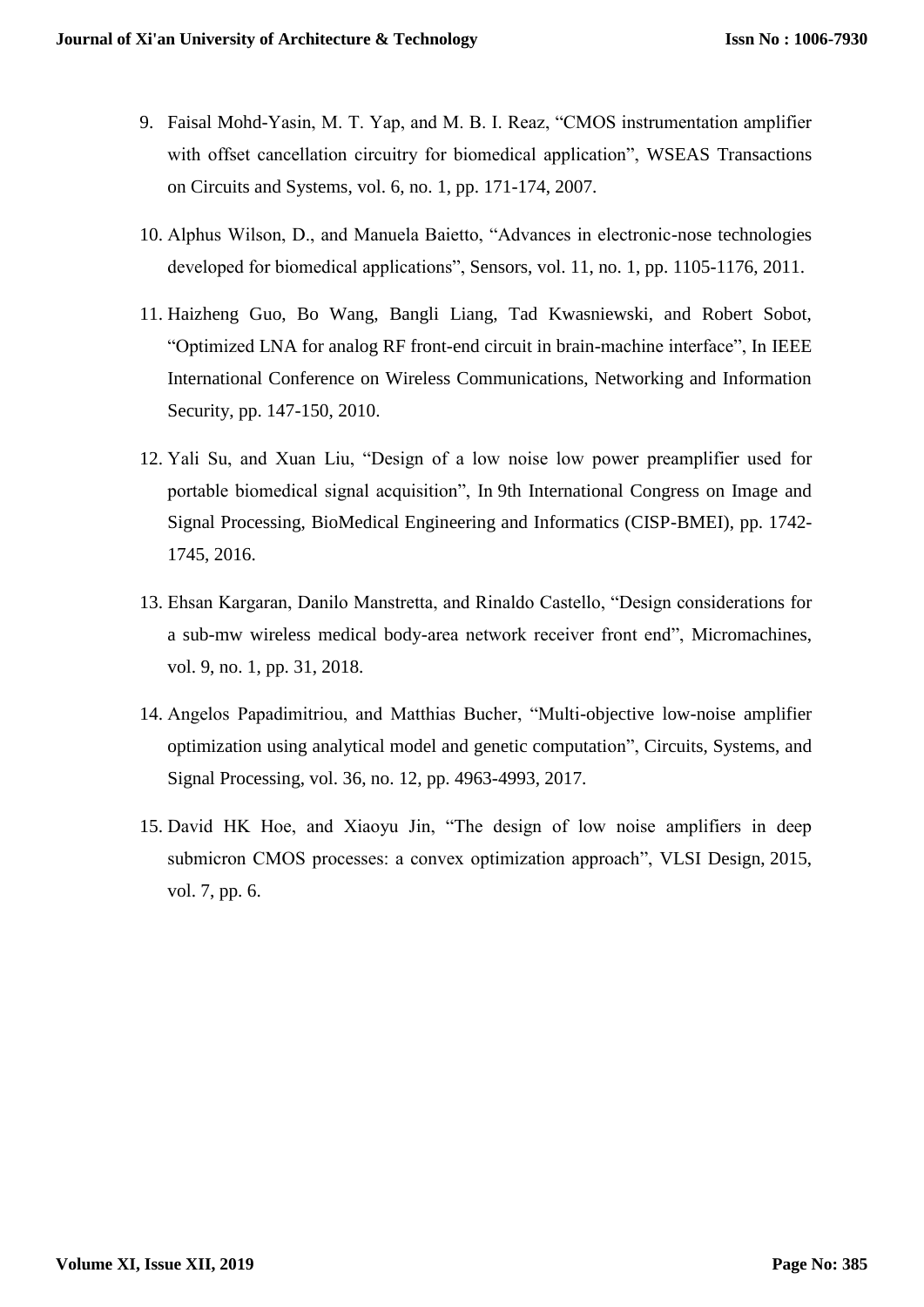9. Faisal Mohd-Yasin, M. T. Yap, and M. B. I. Reaz, "CMOS instrumentation amplifier with offset cancellation circuitry for biomedical application", WSEAS Transactions on Circuits and Systems, vol. 6, no. 1, pp. 171-174, 2007.
10. Alphus Wilson, D., and Manuela Baietto, "Advances in electronic-nose technologies developed for biomedical applications", Sensors, vol. 11, no. 1, pp. 1105-1176, 2011.
11. Haizheng Guo, Bo Wang, Bangli Liang, Tad Kwasniewski, and Robert Sobot, "Optimized LNA for analog RF front-end circuit in brain-machine interface", In IEEE International Conference on Wireless Communications, Networking and Information Security, pp. 147-150, 2010.
12. Yali Su, and Xuan Liu, "Design of a low noise low power preamplifier used for portable biomedical signal acquisition", In 9th International Congress on Image and Signal Processing, BioMedical Engineering and Informatics (CISP-BMEI), pp. 1742-1745, 2016.
13. Ehsan Kargaran, Danilo Manstretta, and Rinaldo Castello, "Design considerations for a sub-mw wireless medical body-area network receiver front end", Micromachines, vol. 9, no. 1, pp. 31, 2018.
14. Angelos Papadimitriou, and Matthias Bucher, "Multi-objective low-noise amplifier optimization using analytical model and genetic computation", Circuits, Systems, and Signal Processing, vol. 36, no. 12, pp. 4963-4993, 2017.
15. David HK Hoe, and Xiaoyu Jin, "The design of low noise amplifiers in deep submicron CMOS processes: a convex optimization approach", VLSI Design, 2015, vol. 7, pp. 6.